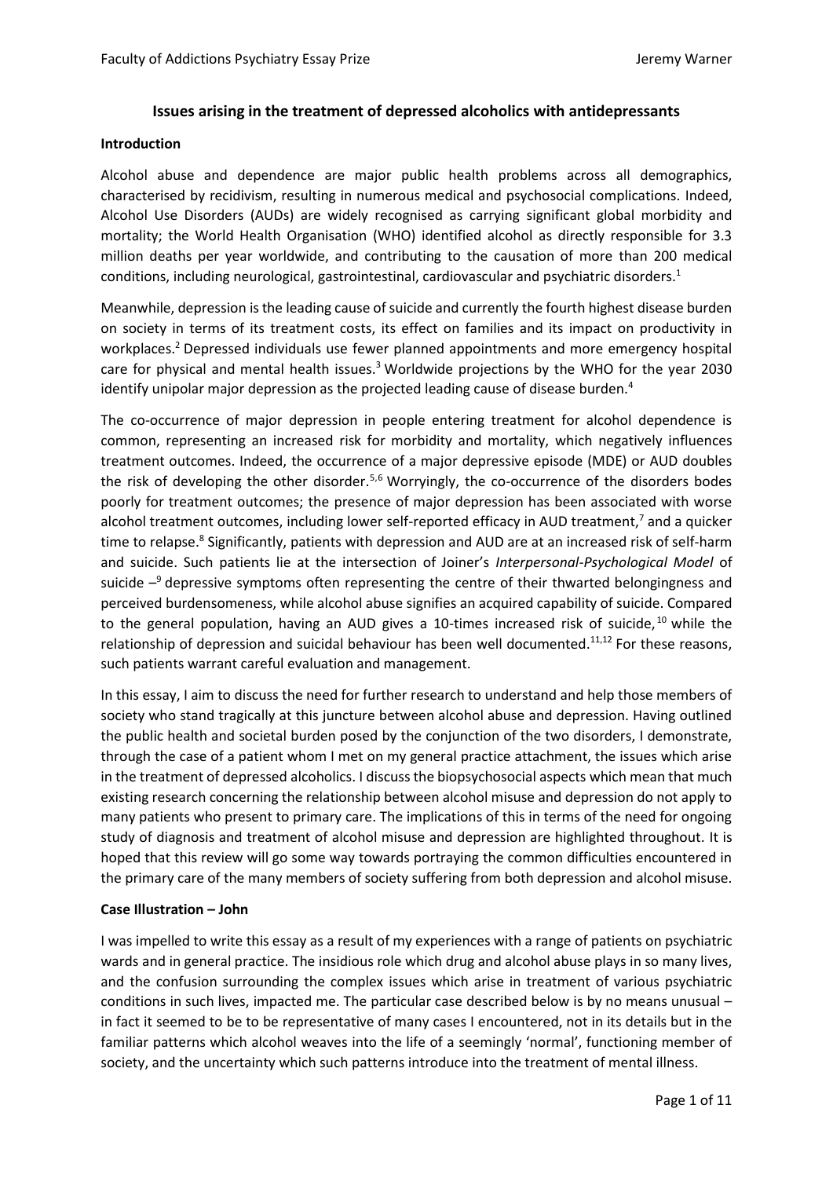# Issues arising in the treatment of depressed alcoholics with antidepressants

## Introduction

Alcohol abuse and dependence are major public health problems across all demographics, characterised by recidivism, resulting in numerous medical and psychosocial complications. Indeed, Alcohol Use Disorders (AUDs) are widely recognised as carrying significant global morbidity and mortality; the World Health Organisation (WHO) identified alcohol as directly responsible for 3.3 million deaths per year worldwide, and contributing to the causation of more than 200 medical conditions, including neurological, gastrointestinal, cardiovascular and psychiatric disorders.[1]

Meanwhile, depression is the leading cause of suicide and currently the fourth highest disease burden on society in terms of its treatment costs, its effect on families and its impact on productivity in workplaces.[2] Depressed individuals use fewer planned appointments and more emergency hospital care for physical and mental health issues.[3] Worldwide projections by the WHO for the year 2030 identify unipolar major depression as the projected leading cause of disease burden.[4]

The co-occurrence of major depression in people entering treatment for alcohol dependence is common, representing an increased risk for morbidity and mortality, which negatively influences treatment outcomes. Indeed, the occurrence of a major depressive episode (MDE) or AUD doubles the risk of developing the other disorder.[5,6] Worryingly, the co-occurrence of the disorders bodes poorly for treatment outcomes; the presence of major depression has been associated with worse alcohol treatment outcomes, including lower self-reported efficacy in AUD treatment,[7] and a quicker time to relapse.[8] Significantly, patients with depression and AUD are at an increased risk of self-harm and suicide. Such patients lie at the intersection of Joiner's *Interpersonal-Psychological Model* of suicide –[9] depressive symptoms often representing the centre of their thwarted belongingness and perceived burdensomeness, while alcohol abuse signifies an acquired capability of suicide. Compared to the general population, having an AUD gives a 10-times increased risk of suicide,[10] while the relationship of depression and suicidal behaviour has been well documented.[11,12] For these reasons, such patients warrant careful evaluation and management.

In this essay, I aim to discuss the need for further research to understand and help those members of society who stand tragically at this juncture between alcohol abuse and depression. Having outlined the public health and societal burden posed by the conjunction of the two disorders, I demonstrate, through the case of a patient whom I met on my general practice attachment, the issues which arise in the treatment of depressed alcoholics. I discuss the biopsychosocial aspects which mean that much existing research concerning the relationship between alcohol misuse and depression do not apply to many patients who present to primary care. The implications of this in terms of the need for ongoing study of diagnosis and treatment of alcohol misuse and depression are highlighted throughout. It is hoped that this review will go some way towards portraying the common difficulties encountered in the primary care of the many members of society suffering from both depression and alcohol misuse.

## Case Illustration – John

I was impelled to write this essay as a result of my experiences with a range of patients on psychiatric wards and in general practice. The insidious role which drug and alcohol abuse plays in so many lives, and the confusion surrounding the complex issues which arise in treatment of various psychiatric conditions in such lives, impacted me. The particular case described below is by no means unusual – in fact it seemed to be to be representative of many cases I encountered, not in its details but in the familiar patterns which alcohol weaves into the life of a seemingly 'normal', functioning member of society, and the uncertainty which such patterns introduce into the treatment of mental illness.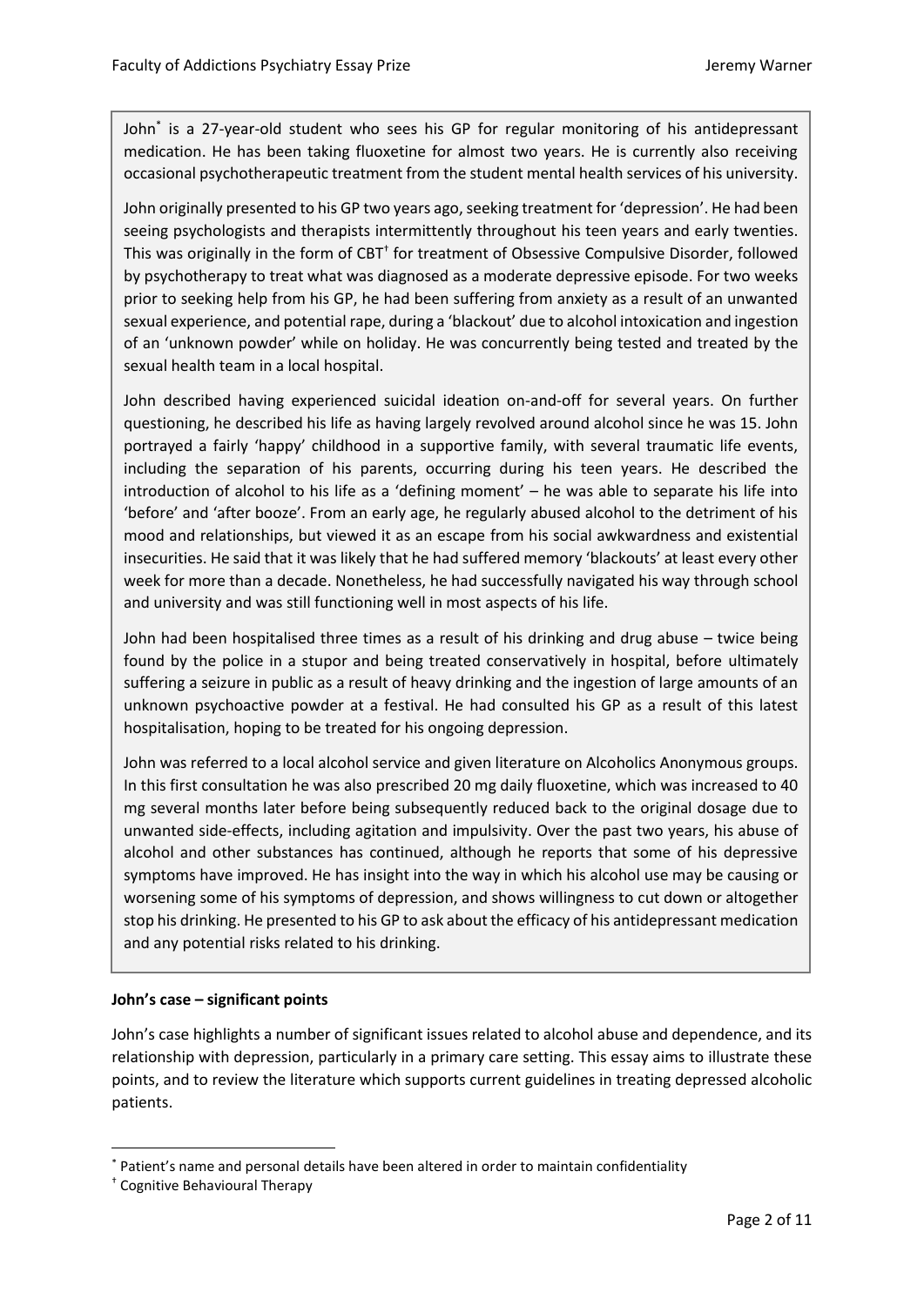John[*] is a 27-year-old student who sees his GP for regular monitoring of his antidepressant medication. He has been taking fluoxetine for almost two years. He is currently also receiving occasional psychotherapeutic treatment from the student mental health services of his university.

John originally presented to his GP two years ago, seeking treatment for 'depression'. He had been seeing psychologists and therapists intermittently throughout his teen years and early twenties. This was originally in the form of CBT[†] for treatment of Obsessive Compulsive Disorder, followed by psychotherapy to treat what was diagnosed as a moderate depressive episode. For two weeks prior to seeking help from his GP, he had been suffering from anxiety as a result of an unwanted sexual experience, and potential rape, during a 'blackout' due to alcohol intoxication and ingestion of an 'unknown powder' while on holiday. He was concurrently being tested and treated by the sexual health team in a local hospital.

John described having experienced suicidal ideation on-and-off for several years. On further questioning, he described his life as having largely revolved around alcohol since he was 15. John portrayed a fairly 'happy' childhood in a supportive family, with several traumatic life events, including the separation of his parents, occurring during his teen years. He described the introduction of alcohol to his life as a 'defining moment' – he was able to separate his life into 'before' and 'after booze'. From an early age, he regularly abused alcohol to the detriment of his mood and relationships, but viewed it as an escape from his social awkwardness and existential insecurities. He said that it was likely that he had suffered memory 'blackouts' at least every other week for more than a decade. Nonetheless, he had successfully navigated his way through school and university and was still functioning well in most aspects of his life.

John had been hospitalised three times as a result of his drinking and drug abuse – twice being found by the police in a stupor and being treated conservatively in hospital, before ultimately suffering a seizure in public as a result of heavy drinking and the ingestion of large amounts of an unknown psychoactive powder at a festival. He had consulted his GP as a result of this latest hospitalisation, hoping to be treated for his ongoing depression.

John was referred to a local alcohol service and given literature on Alcoholics Anonymous groups. In this first consultation he was also prescribed 20 mg daily fluoxetine, which was increased to 40 mg several months later before being subsequently reduced back to the original dosage due to unwanted side-effects, including agitation and impulsivity. Over the past two years, his abuse of alcohol and other substances has continued, although he reports that some of his depressive symptoms have improved. He has insight into the way in which his alcohol use may be causing or worsening some of his symptoms of depression, and shows willingness to cut down or altogether stop his drinking. He presented to his GP to ask about the efficacy of his antidepressant medication and any potential risks related to his drinking.

**John's case – significant points**

John's case highlights a number of significant issues related to alcohol abuse and dependence, and its relationship with depression, particularly in a primary care setting. This essay aims to illustrate these points, and to review the literature which supports current guidelines in treating depressed alcoholic patients.

[*] Patient's name and personal details have been altered in order to maintain confidentiality

[†] Cognitive Behavioural Therapy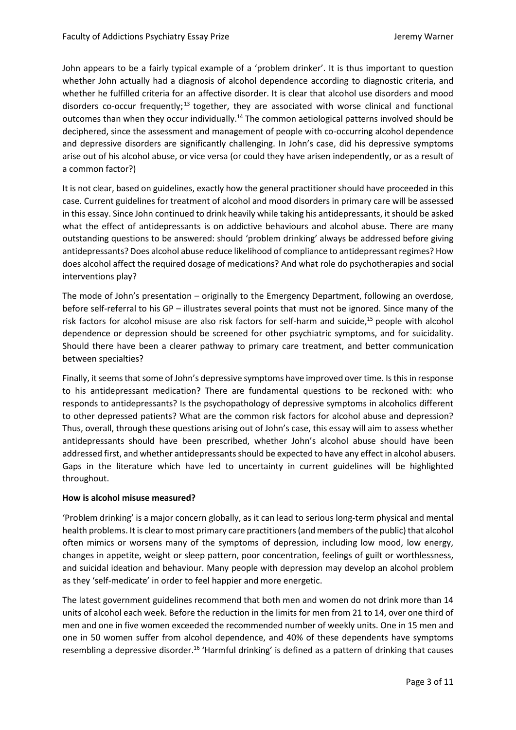John appears to be a fairly typical example of a 'problem drinker'. It is thus important to question whether John actually had a diagnosis of alcohol dependence according to diagnostic criteria, and whether he fulfilled criteria for an affective disorder. It is clear that alcohol use disorders and mood disorders co-occur frequently;[13] together, they are associated with worse clinical and functional outcomes than when they occur individually.[14] The common aetiological patterns involved should be deciphered, since the assessment and management of people with co-occurring alcohol dependence and depressive disorders are significantly challenging. In John's case, did his depressive symptoms arise out of his alcohol abuse, or vice versa (or could they have arisen independently, or as a result of a common factor?)

It is not clear, based on guidelines, exactly how the general practitioner should have proceeded in this case. Current guidelines for treatment of alcohol and mood disorders in primary care will be assessed in this essay. Since John continued to drink heavily while taking his antidepressants, it should be asked what the effect of antidepressants is on addictive behaviours and alcohol abuse. There are many outstanding questions to be answered: should 'problem drinking' always be addressed before giving antidepressants? Does alcohol abuse reduce likelihood of compliance to antidepressant regimes? How does alcohol affect the required dosage of medications? And what role do psychotherapies and social interventions play?

The mode of John's presentation – originally to the Emergency Department, following an overdose, before self-referral to his GP – illustrates several points that must not be ignored. Since many of the risk factors for alcohol misuse are also risk factors for self-harm and suicide,[15] people with alcohol dependence or depression should be screened for other psychiatric symptoms, and for suicidality. Should there have been a clearer pathway to primary care treatment, and better communication between specialties?

Finally, it seems that some of John's depressive symptoms have improved over time. Is this in response to his antidepressant medication? There are fundamental questions to be reckoned with: who responds to antidepressants? Is the psychopathology of depressive symptoms in alcoholics different to other depressed patients? What are the common risk factors for alcohol abuse and depression? Thus, overall, through these questions arising out of John's case, this essay will aim to assess whether antidepressants should have been prescribed, whether John's alcohol abuse should have been addressed first, and whether antidepressants should be expected to have any effect in alcohol abusers. Gaps in the literature which have led to uncertainty in current guidelines will be highlighted throughout.

**How is alcohol misuse measured?**

'Problem drinking' is a major concern globally, as it can lead to serious long-term physical and mental health problems. It is clear to most primary care practitioners (and members of the public) that alcohol often mimics or worsens many of the symptoms of depression, including low mood, low energy, changes in appetite, weight or sleep pattern, poor concentration, feelings of guilt or worthlessness, and suicidal ideation and behaviour. Many people with depression may develop an alcohol problem as they 'self-medicate' in order to feel happier and more energetic.

The latest government guidelines recommend that both men and women do not drink more than 14 units of alcohol each week. Before the reduction in the limits for men from 21 to 14, over one third of men and one in five women exceeded the recommended number of weekly units. One in 15 men and one in 50 women suffer from alcohol dependence, and 40% of these dependents have symptoms resembling a depressive disorder.[16] 'Harmful drinking' is defined as a pattern of drinking that causes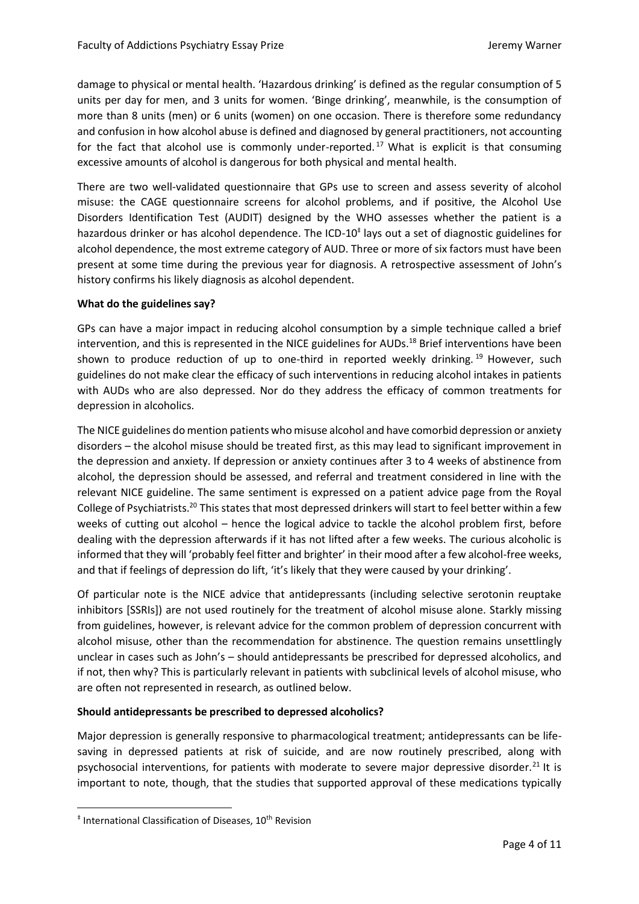damage to physical or mental health. 'Hazardous drinking' is defined as the regular consumption of 5 units per day for men, and 3 units for women. 'Binge drinking', meanwhile, is the consumption of more than 8 units (men) or 6 units (women) on one occasion. There is therefore some redundancy and confusion in how alcohol abuse is defined and diagnosed by general practitioners, not accounting for the fact that alcohol use is commonly under-reported.[17] What is explicit is that consuming excessive amounts of alcohol is dangerous for both physical and mental health.

There are two well-validated questionnaire that GPs use to screen and assess severity of alcohol misuse: the CAGE questionnaire screens for alcohol problems, and if positive, the Alcohol Use Disorders Identification Test (AUDIT) designed by the WHO assesses whether the patient is a hazardous drinker or has alcohol dependence. The ICD-10[‡] lays out a set of diagnostic guidelines for alcohol dependence, the most extreme category of AUD. Three or more of six factors must have been present at some time during the previous year for diagnosis. A retrospective assessment of John's history confirms his likely diagnosis as alcohol dependent.

**What do the guidelines say?**

GPs can have a major impact in reducing alcohol consumption by a simple technique called a brief intervention, and this is represented in the NICE guidelines for AUDs.[18] Brief interventions have been shown to produce reduction of up to one-third in reported weekly drinking.[19] However, such guidelines do not make clear the efficacy of such interventions in reducing alcohol intakes in patients with AUDs who are also depressed. Nor do they address the efficacy of common treatments for depression in alcoholics.

The NICE guidelines do mention patients who misuse alcohol and have comorbid depression or anxiety disorders – the alcohol misuse should be treated first, as this may lead to significant improvement in the depression and anxiety. If depression or anxiety continues after 3 to 4 weeks of abstinence from alcohol, the depression should be assessed, and referral and treatment considered in line with the relevant NICE guideline. The same sentiment is expressed on a patient advice page from the Royal College of Psychiatrists.[20] This states that most depressed drinkers will start to feel better within a few weeks of cutting out alcohol – hence the logical advice to tackle the alcohol problem first, before dealing with the depression afterwards if it has not lifted after a few weeks. The curious alcoholic is informed that they will 'probably feel fitter and brighter' in their mood after a few alcohol-free weeks, and that if feelings of depression do lift, 'it's likely that they were caused by your drinking'.

Of particular note is the NICE advice that antidepressants (including selective serotonin reuptake inhibitors [SSRIs]) are not used routinely for the treatment of alcohol misuse alone. Starkly missing from guidelines, however, is relevant advice for the common problem of depression concurrent with alcohol misuse, other than the recommendation for abstinence. The question remains unsettlingly unclear in cases such as John's – should antidepressants be prescribed for depressed alcoholics, and if not, then why? This is particularly relevant in patients with subclinical levels of alcohol misuse, who are often not represented in research, as outlined below.

**Should antidepressants be prescribed to depressed alcoholics?**

Major depression is generally responsive to pharmacological treatment; antidepressants can be life-saving in depressed patients at risk of suicide, and are now routinely prescribed, along with psychosocial interventions, for patients with moderate to severe major depressive disorder.[21] It is important to note, though, that the studies that supported approval of these medications typically

---

[‡] International Classification of Diseases, 10th Revision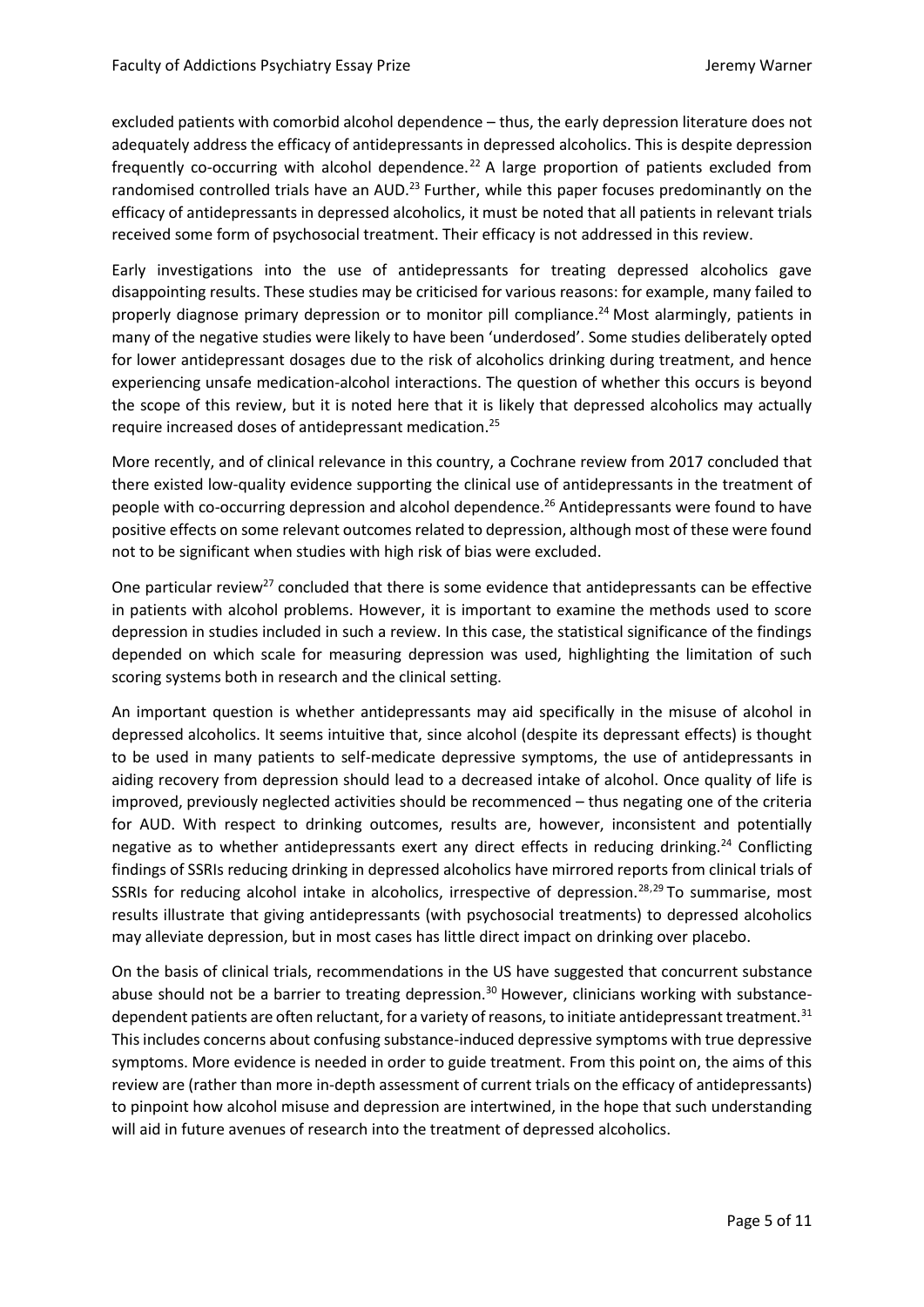excluded patients with comorbid alcohol dependence – thus, the early depression literature does not adequately address the efficacy of antidepressants in depressed alcoholics. This is despite depression frequently co-occurring with alcohol dependence.[22] A large proportion of patients excluded from randomised controlled trials have an AUD.[23] Further, while this paper focuses predominantly on the efficacy of antidepressants in depressed alcoholics, it must be noted that all patients in relevant trials received some form of psychosocial treatment. Their efficacy is not addressed in this review.

Early investigations into the use of antidepressants for treating depressed alcoholics gave disappointing results. These studies may be criticised for various reasons: for example, many failed to properly diagnose primary depression or to monitor pill compliance.[24] Most alarmingly, patients in many of the negative studies were likely to have been 'underdosed'. Some studies deliberately opted for lower antidepressant dosages due to the risk of alcoholics drinking during treatment, and hence experiencing unsafe medication-alcohol interactions. The question of whether this occurs is beyond the scope of this review, but it is noted here that it is likely that depressed alcoholics may actually require increased doses of antidepressant medication.[25]

More recently, and of clinical relevance in this country, a Cochrane review from 2017 concluded that there existed low-quality evidence supporting the clinical use of antidepressants in the treatment of people with co-occurring depression and alcohol dependence.[26] Antidepressants were found to have positive effects on some relevant outcomes related to depression, although most of these were found not to be significant when studies with high risk of bias were excluded.

One particular review[27] concluded that there is some evidence that antidepressants can be effective in patients with alcohol problems. However, it is important to examine the methods used to score depression in studies included in such a review. In this case, the statistical significance of the findings depended on which scale for measuring depression was used, highlighting the limitation of such scoring systems both in research and the clinical setting.

An important question is whether antidepressants may aid specifically in the misuse of alcohol in depressed alcoholics. It seems intuitive that, since alcohol (despite its depressant effects) is thought to be used in many patients to self-medicate depressive symptoms, the use of antidepressants in aiding recovery from depression should lead to a decreased intake of alcohol. Once quality of life is improved, previously neglected activities should be recommenced – thus negating one of the criteria for AUD. With respect to drinking outcomes, results are, however, inconsistent and potentially negative as to whether antidepressants exert any direct effects in reducing drinking.[24] Conflicting findings of SSRIs reducing drinking in depressed alcoholics have mirrored reports from clinical trials of SSRIs for reducing alcohol intake in alcoholics, irrespective of depression.[28,29] To summarise, most results illustrate that giving antidepressants (with psychosocial treatments) to depressed alcoholics may alleviate depression, but in most cases has little direct impact on drinking over placebo.

On the basis of clinical trials, recommendations in the US have suggested that concurrent substance abuse should not be a barrier to treating depression.[30] However, clinicians working with substance-dependent patients are often reluctant, for a variety of reasons, to initiate antidepressant treatment.[31] This includes concerns about confusing substance-induced depressive symptoms with true depressive symptoms. More evidence is needed in order to guide treatment. From this point on, the aims of this review are (rather than more in-depth assessment of current trials on the efficacy of antidepressants) to pinpoint how alcohol misuse and depression are intertwined, in the hope that such understanding will aid in future avenues of research into the treatment of depressed alcoholics.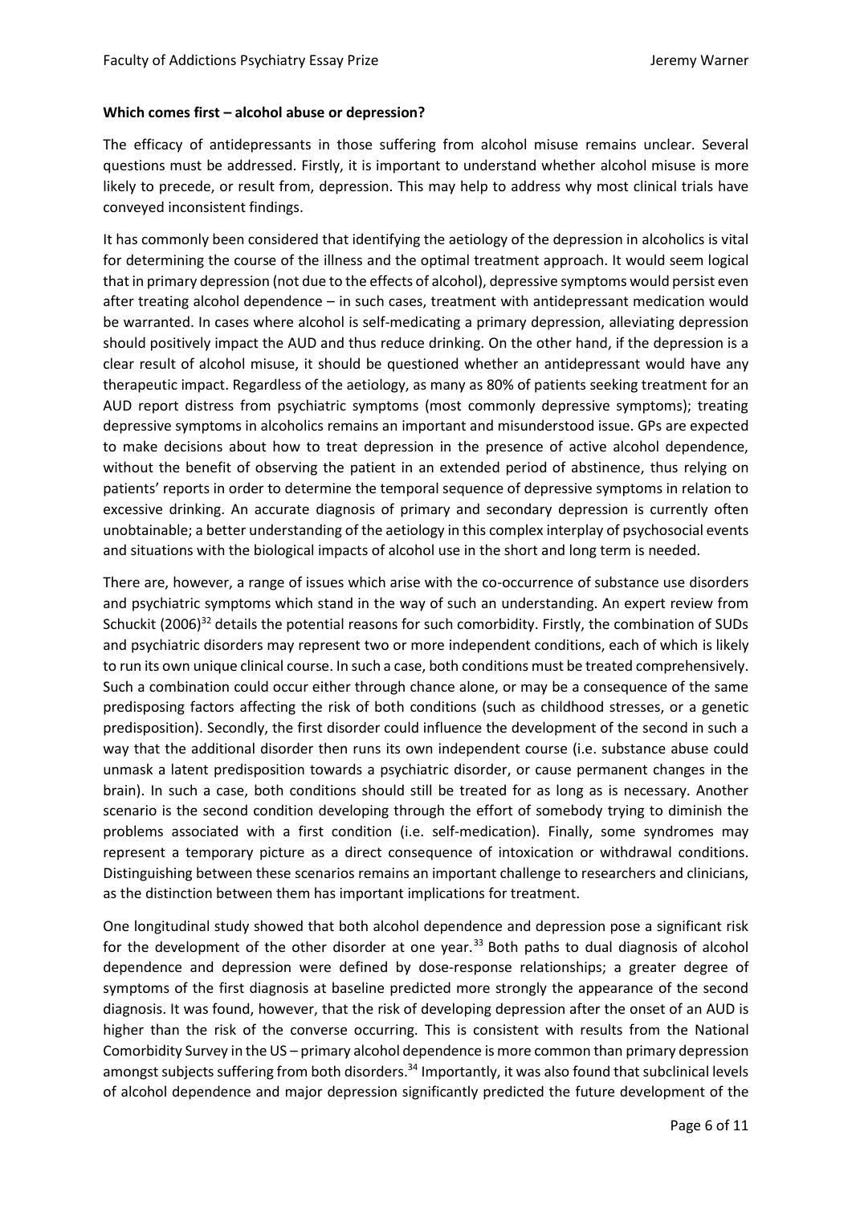**Which comes first – alcohol abuse or depression?**

The efficacy of antidepressants in those suffering from alcohol misuse remains unclear. Several questions must be addressed. Firstly, it is important to understand whether alcohol misuse is more likely to precede, or result from, depression. This may help to address why most clinical trials have conveyed inconsistent findings.

It has commonly been considered that identifying the aetiology of the depression in alcoholics is vital for determining the course of the illness and the optimal treatment approach. It would seem logical that in primary depression (not due to the effects of alcohol), depressive symptoms would persist even after treating alcohol dependence – in such cases, treatment with antidepressant medication would be warranted. In cases where alcohol is self-medicating a primary depression, alleviating depression should positively impact the AUD and thus reduce drinking. On the other hand, if the depression is a clear result of alcohol misuse, it should be questioned whether an antidepressant would have any therapeutic impact. Regardless of the aetiology, as many as 80% of patients seeking treatment for an AUD report distress from psychiatric symptoms (most commonly depressive symptoms); treating depressive symptoms in alcoholics remains an important and misunderstood issue. GPs are expected to make decisions about how to treat depression in the presence of active alcohol dependence, without the benefit of observing the patient in an extended period of abstinence, thus relying on patients' reports in order to determine the temporal sequence of depressive symptoms in relation to excessive drinking. An accurate diagnosis of primary and secondary depression is currently often unobtainable; a better understanding of the aetiology in this complex interplay of psychosocial events and situations with the biological impacts of alcohol use in the short and long term is needed.

There are, however, a range of issues which arise with the co-occurrence of substance use disorders and psychiatric symptoms which stand in the way of such an understanding. An expert review from Schuckit (2006)[32] details the potential reasons for such comorbidity. Firstly, the combination of SUDs and psychiatric disorders may represent two or more independent conditions, each of which is likely to run its own unique clinical course. In such a case, both conditions must be treated comprehensively. Such a combination could occur either through chance alone, or may be a consequence of the same predisposing factors affecting the risk of both conditions (such as childhood stresses, or a genetic predisposition). Secondly, the first disorder could influence the development of the second in such a way that the additional disorder then runs its own independent course (i.e. substance abuse could unmask a latent predisposition towards a psychiatric disorder, or cause permanent changes in the brain). In such a case, both conditions should still be treated for as long as is necessary. Another scenario is the second condition developing through the effort of somebody trying to diminish the problems associated with a first condition (i.e. self-medication). Finally, some syndromes may represent a temporary picture as a direct consequence of intoxication or withdrawal conditions. Distinguishing between these scenarios remains an important challenge to researchers and clinicians, as the distinction between them has important implications for treatment.

One longitudinal study showed that both alcohol dependence and depression pose a significant risk for the development of the other disorder at one year.[33] Both paths to dual diagnosis of alcohol dependence and depression were defined by dose-response relationships; a greater degree of symptoms of the first diagnosis at baseline predicted more strongly the appearance of the second diagnosis. It was found, however, that the risk of developing depression after the onset of an AUD is higher than the risk of the converse occurring. This is consistent with results from the National Comorbidity Survey in the US – primary alcohol dependence is more common than primary depression amongst subjects suffering from both disorders.[34] Importantly, it was also found that subclinical levels of alcohol dependence and major depression significantly predicted the future development of the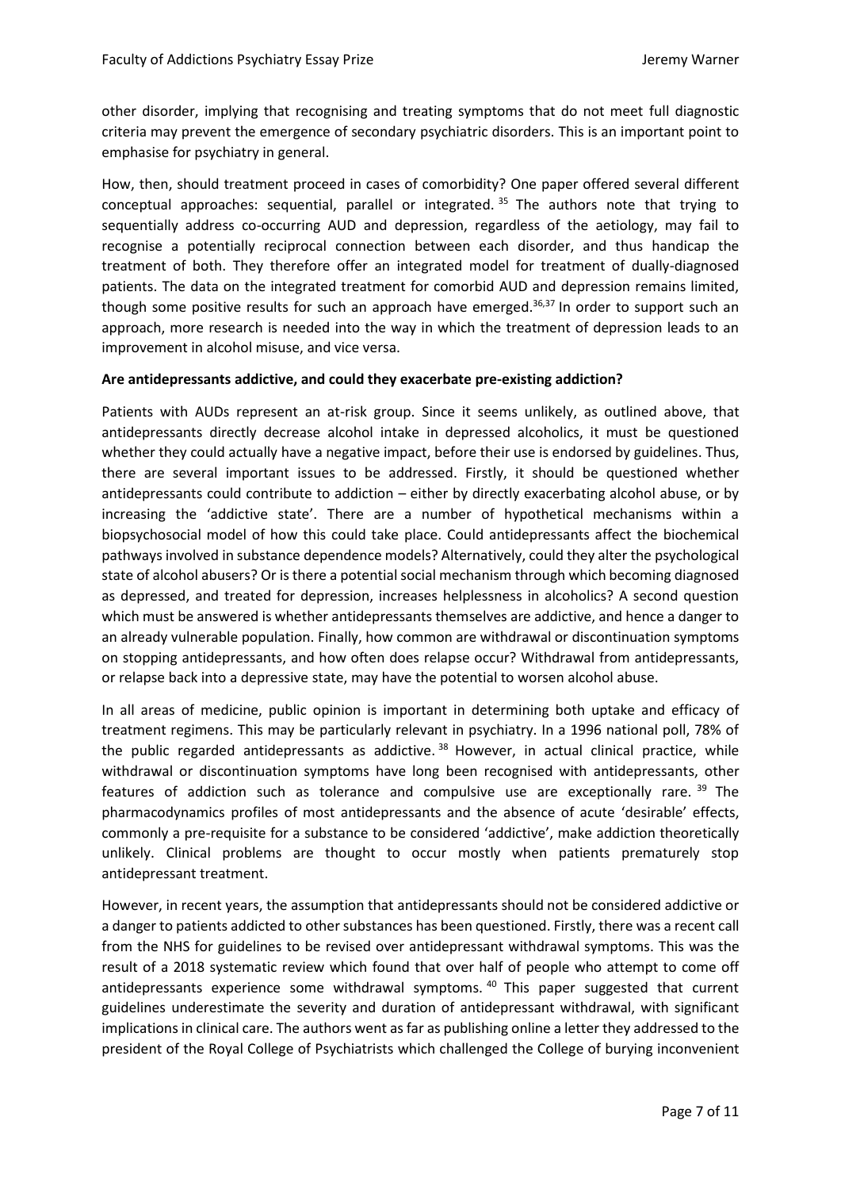other disorder, implying that recognising and treating symptoms that do not meet full diagnostic criteria may prevent the emergence of secondary psychiatric disorders. This is an important point to emphasise for psychiatry in general.

How, then, should treatment proceed in cases of comorbidity? One paper offered several different conceptual approaches: sequential, parallel or integrated.[35] The authors note that trying to sequentially address co-occurring AUD and depression, regardless of the aetiology, may fail to recognise a potentially reciprocal connection between each disorder, and thus handicap the treatment of both. They therefore offer an integrated model for treatment of dually-diagnosed patients. The data on the integrated treatment for comorbid AUD and depression remains limited, though some positive results for such an approach have emerged.[36,37] In order to support such an approach, more research is needed into the way in which the treatment of depression leads to an improvement in alcohol misuse, and vice versa.

**Are antidepressants addictive, and could they exacerbate pre-existing addiction?**

Patients with AUDs represent an at-risk group. Since it seems unlikely, as outlined above, that antidepressants directly decrease alcohol intake in depressed alcoholics, it must be questioned whether they could actually have a negative impact, before their use is endorsed by guidelines. Thus, there are several important issues to be addressed. Firstly, it should be questioned whether antidepressants could contribute to addiction – either by directly exacerbating alcohol abuse, or by increasing the 'addictive state'. There are a number of hypothetical mechanisms within a biopsychosocial model of how this could take place. Could antidepressants affect the biochemical pathways involved in substance dependence models? Alternatively, could they alter the psychological state of alcohol abusers? Or is there a potential social mechanism through which becoming diagnosed as depressed, and treated for depression, increases helplessness in alcoholics? A second question which must be answered is whether antidepressants themselves are addictive, and hence a danger to an already vulnerable population. Finally, how common are withdrawal or discontinuation symptoms on stopping antidepressants, and how often does relapse occur? Withdrawal from antidepressants, or relapse back into a depressive state, may have the potential to worsen alcohol abuse.

In all areas of medicine, public opinion is important in determining both uptake and efficacy of treatment regimens. This may be particularly relevant in psychiatry. In a 1996 national poll, 78% of the public regarded antidepressants as addictive.[38] However, in actual clinical practice, while withdrawal or discontinuation symptoms have long been recognised with antidepressants, other features of addiction such as tolerance and compulsive use are exceptionally rare.[39] The pharmacodynamics profiles of most antidepressants and the absence of acute 'desirable' effects, commonly a pre-requisite for a substance to be considered 'addictive', make addiction theoretically unlikely. Clinical problems are thought to occur mostly when patients prematurely stop antidepressant treatment.

However, in recent years, the assumption that antidepressants should not be considered addictive or a danger to patients addicted to other substances has been questioned. Firstly, there was a recent call from the NHS for guidelines to be revised over antidepressant withdrawal symptoms. This was the result of a 2018 systematic review which found that over half of people who attempt to come off antidepressants experience some withdrawal symptoms.[40] This paper suggested that current guidelines underestimate the severity and duration of antidepressant withdrawal, with significant implications in clinical care. The authors went as far as publishing online a letter they addressed to the president of the Royal College of Psychiatrists which challenged the College of burying inconvenient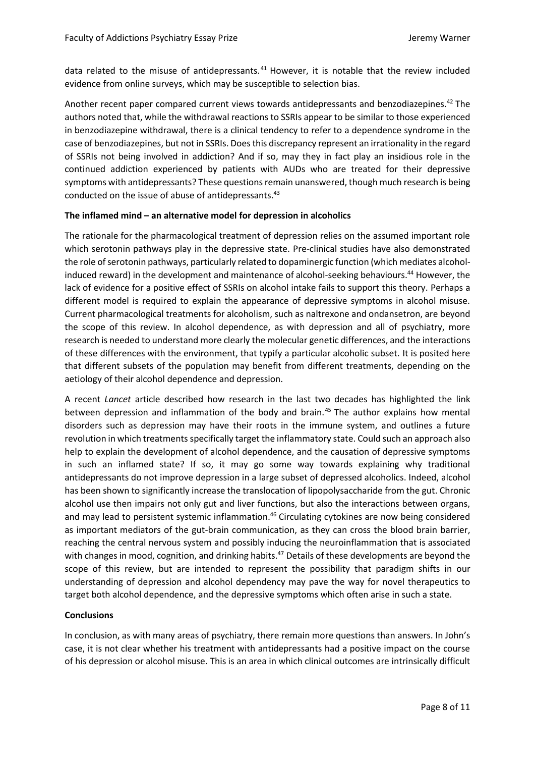data related to the misuse of antidepressants.[41] However, it is notable that the review included evidence from online surveys, which may be susceptible to selection bias.

Another recent paper compared current views towards antidepressants and benzodiazepines.[42] The authors noted that, while the withdrawal reactions to SSRIs appear to be similar to those experienced in benzodiazepine withdrawal, there is a clinical tendency to refer to a dependence syndrome in the case of benzodiazepines, but not in SSRIs. Does this discrepancy represent an irrationality in the regard of SSRIs not being involved in addiction? And if so, may they in fact play an insidious role in the continued addiction experienced by patients with AUDs who are treated for their depressive symptoms with antidepressants? These questions remain unanswered, though much research is being conducted on the issue of abuse of antidepressants.[43]

**The inflamed mind – an alternative model for depression in alcoholics**

The rationale for the pharmacological treatment of depression relies on the assumed important role which serotonin pathways play in the depressive state. Pre-clinical studies have also demonstrated the role of serotonin pathways, particularly related to dopaminergic function (which mediates alcohol-induced reward) in the development and maintenance of alcohol-seeking behaviours.[44] However, the lack of evidence for a positive effect of SSRIs on alcohol intake fails to support this theory. Perhaps a different model is required to explain the appearance of depressive symptoms in alcohol misuse. Current pharmacological treatments for alcoholism, such as naltrexone and ondansetron, are beyond the scope of this review. In alcohol dependence, as with depression and all of psychiatry, more research is needed to understand more clearly the molecular genetic differences, and the interactions of these differences with the environment, that typify a particular alcoholic subset. It is posited here that different subsets of the population may benefit from different treatments, depending on the aetiology of their alcohol dependence and depression.

A recent *Lancet* article described how research in the last two decades has highlighted the link between depression and inflammation of the body and brain.[45] The author explains how mental disorders such as depression may have their roots in the immune system, and outlines a future revolution in which treatments specifically target the inflammatory state. Could such an approach also help to explain the development of alcohol dependence, and the causation of depressive symptoms in such an inflamed state? If so, it may go some way towards explaining why traditional antidepressants do not improve depression in a large subset of depressed alcoholics. Indeed, alcohol has been shown to significantly increase the translocation of lipopolysaccharide from the gut. Chronic alcohol use then impairs not only gut and liver functions, but also the interactions between organs, and may lead to persistent systemic inflammation.[46] Circulating cytokines are now being considered as important mediators of the gut-brain communication, as they can cross the blood brain barrier, reaching the central nervous system and possibly inducing the neuroinflammation that is associated with changes in mood, cognition, and drinking habits.[47] Details of these developments are beyond the scope of this review, but are intended to represent the possibility that paradigm shifts in our understanding of depression and alcohol dependency may pave the way for novel therapeutics to target both alcohol dependence, and the depressive symptoms which often arise in such a state.

**Conclusions**

In conclusion, as with many areas of psychiatry, there remain more questions than answers. In John's case, it is not clear whether his treatment with antidepressants had a positive impact on the course of his depression or alcohol misuse. This is an area in which clinical outcomes are intrinsically difficult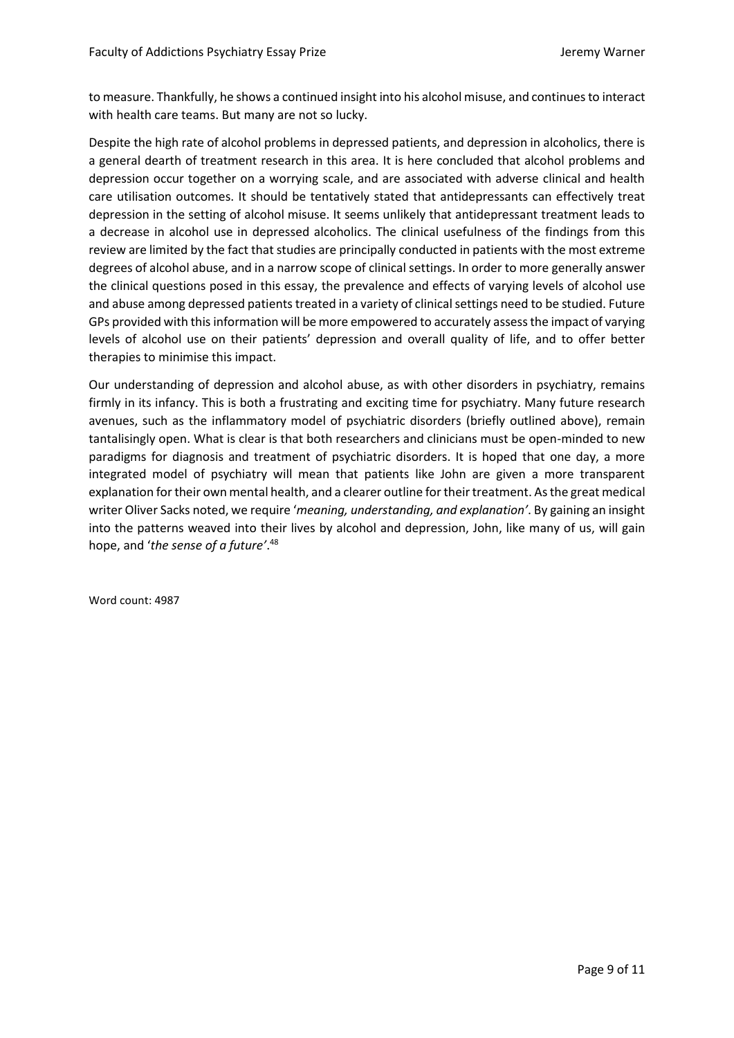to measure. Thankfully, he shows a continued insight into his alcohol misuse, and continues to interact with health care teams. But many are not so lucky.

Despite the high rate of alcohol problems in depressed patients, and depression in alcoholics, there is a general dearth of treatment research in this area. It is here concluded that alcohol problems and depression occur together on a worrying scale, and are associated with adverse clinical and health care utilisation outcomes. It should be tentatively stated that antidepressants can effectively treat depression in the setting of alcohol misuse. It seems unlikely that antidepressant treatment leads to a decrease in alcohol use in depressed alcoholics. The clinical usefulness of the findings from this review are limited by the fact that studies are principally conducted in patients with the most extreme degrees of alcohol abuse, and in a narrow scope of clinical settings. In order to more generally answer the clinical questions posed in this essay, the prevalence and effects of varying levels of alcohol use and abuse among depressed patients treated in a variety of clinical settings need to be studied. Future GPs provided with this information will be more empowered to accurately assess the impact of varying levels of alcohol use on their patients' depression and overall quality of life, and to offer better therapies to minimise this impact.

Our understanding of depression and alcohol abuse, as with other disorders in psychiatry, remains firmly in its infancy. This is both a frustrating and exciting time for psychiatry. Many future research avenues, such as the inflammatory model of psychiatric disorders (briefly outlined above), remain tantalisingly open. What is clear is that both researchers and clinicians must be open-minded to new paradigms for diagnosis and treatment of psychiatric disorders. It is hoped that one day, a more integrated model of psychiatry will mean that patients like John are given a more transparent explanation for their own mental health, and a clearer outline for their treatment. As the great medical writer Oliver Sacks noted, we require '*meaning, understanding, and explanation*'. By gaining an insight into the patterns weaved into their lives by alcohol and depression, John, like many of us, will gain hope, and '*the sense of a future*'.[48]

Word count: 4987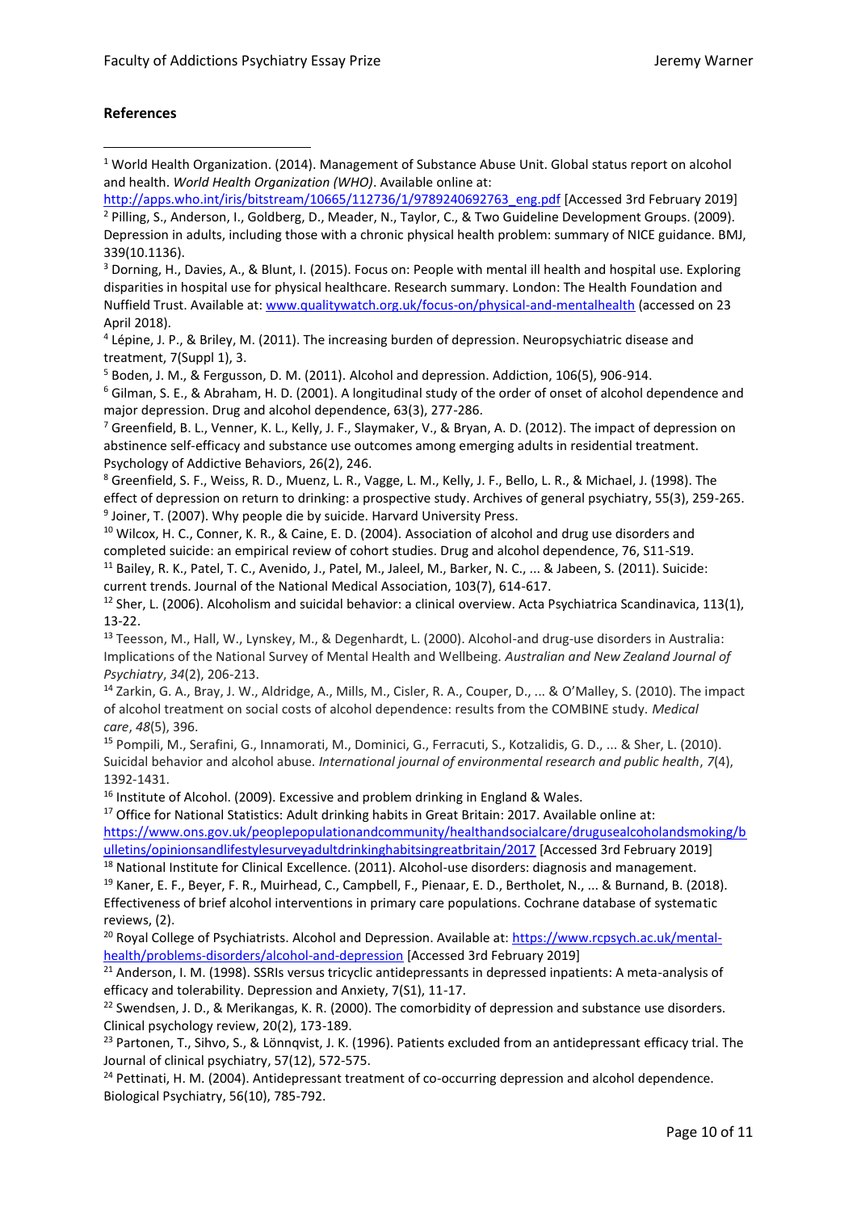**References**

[1] World Health Organization. (2014). Management of Substance Abuse Unit. Global status report on alcohol and health. *World Health Organization (WHO)*. Available online at: http://apps.who.int/iris/bitstream/10665/112736/1/9789240692763_eng.pdf [Accessed 3rd February 2019]

[2] Pilling, S., Anderson, I., Goldberg, D., Meader, N., Taylor, C., & Two Guideline Development Groups. (2009). Depression in adults, including those with a chronic physical health problem: summary of NICE guidance. BMJ, 339(10.1136).

[3] Dorning, H., Davies, A., & Blunt, I. (2015). Focus on: People with mental ill health and hospital use. Exploring disparities in hospital use for physical healthcare. Research summary. London: The Health Foundation and Nuffield Trust. Available at: www.qualitywatch.org.uk/focus-on/physical-and-mentalhealth (accessed on 23 April 2018).

[4] Lépine, J. P., & Briley, M. (2011). The increasing burden of depression. Neuropsychiatric disease and treatment, 7(Suppl 1), 3.

[5] Boden, J. M., & Fergusson, D. M. (2011). Alcohol and depression. Addiction, 106(5), 906-914.

[6] Gilman, S. E., & Abraham, H. D. (2001). A longitudinal study of the order of onset of alcohol dependence and major depression. Drug and alcohol dependence, 63(3), 277-286.

[7] Greenfield, B. L., Venner, K. L., Kelly, J. F., Slaymaker, V., & Bryan, A. D. (2012). The impact of depression on abstinence self-efficacy and substance use outcomes among emerging adults in residential treatment. Psychology of Addictive Behaviors, 26(2), 246.

[8] Greenfield, S. F., Weiss, R. D., Muenz, L. R., Vagge, L. M., Kelly, J. F., Bello, L. R., & Michael, J. (1998). The effect of depression on return to drinking: a prospective study. Archives of general psychiatry, 55(3), 259-265.

[9] Joiner, T. (2007). Why people die by suicide. Harvard University Press.

[10] Wilcox, H. C., Conner, K. R., & Caine, E. D. (2004). Association of alcohol and drug use disorders and completed suicide: an empirical review of cohort studies. Drug and alcohol dependence, 76, S11-S19.

[11] Bailey, R. K., Patel, T. C., Avenido, J., Patel, M., Jaleel, M., Barker, N. C., ... & Jabeen, S. (2011). Suicide: current trends. Journal of the National Medical Association, 103(7), 614-617.

[12] Sher, L. (2006). Alcoholism and suicidal behavior: a clinical overview. Acta Psychiatrica Scandinavica, 113(1), 13-22.

[13] Teesson, M., Hall, W., Lynskey, M., & Degenhardt, L. (2000). Alcohol-and drug-use disorders in Australia: Implications of the National Survey of Mental Health and Wellbeing. *Australian and New Zealand Journal of Psychiatry*, *34*(2), 206-213.

[14] Zarkin, G. A., Bray, J. W., Aldridge, A., Mills, M., Cisler, R. A., Couper, D., ... & O'Malley, S. (2010). The impact of alcohol treatment on social costs of alcohol dependence: results from the COMBINE study. *Medical care*, *48*(5), 396.

[15] Pompili, M., Serafini, G., Innamorati, M., Dominici, G., Ferracuti, S., Kotzalidis, G. D., ... & Sher, L. (2010). Suicidal behavior and alcohol abuse. *International journal of environmental research and public health*, *7*(4), 1392-1431.

[16] Institute of Alcohol. (2009). Excessive and problem drinking in England & Wales.

[17] Office for National Statistics: Adult drinking habits in Great Britain: 2017. Available online at: https://www.ons.gov.uk/peoplepopulationandcommunity/healthandsocialcare/drugusealcoholandsmoking/bulletins/opinionsandlifestylesurveyadultdrinkinghabitsingreatbritain/2017 [Accessed 3rd February 2019]

[18] National Institute for Clinical Excellence. (2011). Alcohol-use disorders: diagnosis and management.

[19] Kaner, E. F., Beyer, F. R., Muirhead, C., Campbell, F., Pienaar, E. D., Bertholet, N., ... & Burnand, B. (2018). Effectiveness of brief alcohol interventions in primary care populations. Cochrane database of systematic reviews, (2).

[20] Royal College of Psychiatrists. Alcohol and Depression. Available at: https://www.rcpsych.ac.uk/mental-health/problems-disorders/alcohol-and-depression [Accessed 3rd February 2019]

[21] Anderson, I. M. (1998). SSRIs versus tricyclic antidepressants in depressed inpatients: A meta-analysis of efficacy and tolerability. Depression and Anxiety, 7(S1), 11-17.

[22] Swendsen, J. D., & Merikangas, K. R. (2000). The comorbidity of depression and substance use disorders. Clinical psychology review, 20(2), 173-189.

[23] Partonen, T., Sihvo, S., & Lönnqvist, J. K. (1996). Patients excluded from an antidepressant efficacy trial. The Journal of clinical psychiatry, 57(12), 572-575.

[24] Pettinati, H. M. (2004). Antidepressant treatment of co-occurring depression and alcohol dependence. Biological Psychiatry, 56(10), 785-792.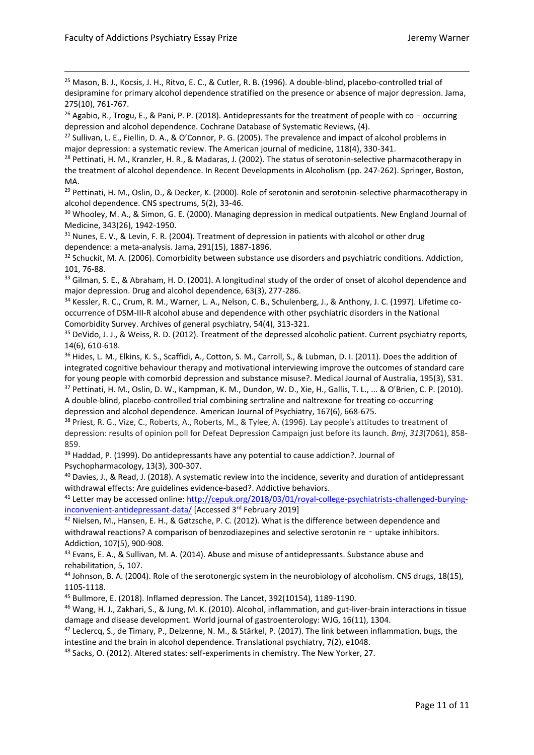[25] Mason, B. J., Kocsis, J. H., Ritvo, E. C., & Cutler, R. B. (1996). A double-blind, placebo-controlled trial of desipramine for primary alcohol dependence stratified on the presence or absence of major depression. Jama, 275(10), 761-767.

[26] Agabio, R., Trogu, E., & Pani, P. P. (2018). Antidepressants for the treatment of people with co‐occurring depression and alcohol dependence. Cochrane Database of Systematic Reviews, (4).

[27] Sullivan, L. E., Fiellin, D. A., & O'Connor, P. G. (2005). The prevalence and impact of alcohol problems in major depression: a systematic review. The American journal of medicine, 118(4), 330-341.

[28] Pettinati, H. M., Kranzler, H. R., & Madaras, J. (2002). The status of serotonin-selective pharmacotherapy in the treatment of alcohol dependence. In Recent Developments in Alcoholism (pp. 247-262). Springer, Boston, MA.

[29] Pettinati, H. M., Oslin, D., & Decker, K. (2000). Role of serotonin and serotonin-selective pharmacotherapy in alcohol dependence. CNS spectrums, 5(2), 33-46.

[30] Whooley, M. A., & Simon, G. E. (2000). Managing depression in medical outpatients. New England Journal of Medicine, 343(26), 1942-1950.

[31] Nunes, E. V., & Levin, F. R. (2004). Treatment of depression in patients with alcohol or other drug dependence: a meta-analysis. Jama, 291(15), 1887-1896.

[32] Schuckit, M. A. (2006). Comorbidity between substance use disorders and psychiatric conditions. Addiction, 101, 76-88.

[33] Gilman, S. E., & Abraham, H. D. (2001). A longitudinal study of the order of onset of alcohol dependence and major depression. Drug and alcohol dependence, 63(3), 277-286.

[34] Kessler, R. C., Crum, R. M., Warner, L. A., Nelson, C. B., Schulenberg, J., & Anthony, J. C. (1997). Lifetime co-occurrence of DSM-III-R alcohol abuse and dependence with other psychiatric disorders in the National Comorbidity Survey. Archives of general psychiatry, 54(4), 313-321.

[35] DeVido, J. J., & Weiss, R. D. (2012). Treatment of the depressed alcoholic patient. Current psychiatry reports, 14(6), 610-618.

[36] Hides, L. M., Elkins, K. S., Scaffidi, A., Cotton, S. M., Carroll, S., & Lubman, D. I. (2011). Does the addition of integrated cognitive behaviour therapy and motivational interviewing improve the outcomes of standard care for young people with comorbid depression and substance misuse?. Medical Journal of Australia, 195(3), S31.

[37] Pettinati, H. M., Oslin, D. W., Kampman, K. M., Dundon, W. D., Xie, H., Gallis, T. L., ... & O'Brien, C. P. (2010). A double-blind, placebo-controlled trial combining sertraline and naltrexone for treating co-occurring depression and alcohol dependence. American Journal of Psychiatry, 167(6), 668-675.

[38] Priest, R. G., Vize, C., Roberts, A., Roberts, M., & Tylee, A. (1996). Lay people's attitudes to treatment of depression: results of opinion poll for Defeat Depression Campaign just before its launch. *Bmj*, *313*(7061), 858-859.

[39] Haddad, P. (1999). Do antidepressants have any potential to cause addiction?. Journal of Psychopharmacology, 13(3), 300-307.

[40] Davies, J., & Read, J. (2018). A systematic review into the incidence, severity and duration of antidepressant withdrawal effects: Are guidelines evidence-based?. Addictive behaviors.

[41] Letter may be accessed online: http://cepuk.org/2018/03/01/royal-college-psychiatrists-challenged-burying-inconvenient-antidepressant-data/ [Accessed 3rd February 2019]

[42] Nielsen, M., Hansen, E. H., & Gøtzsche, P. C. (2012). What is the difference between dependence and withdrawal reactions? A comparison of benzodiazepines and selective serotonin re‐uptake inhibitors. Addiction, 107(5), 900-908.

[43] Evans, E. A., & Sullivan, M. A. (2014). Abuse and misuse of antidepressants. Substance abuse and rehabilitation, 5, 107.

[44] Johnson, B. A. (2004). Role of the serotonergic system in the neurobiology of alcoholism. CNS drugs, 18(15), 1105-1118.

[45] Bullmore, E. (2018). Inflamed depression. The Lancet, 392(10154), 1189-1190.

[46] Wang, H. J., Zakhari, S., & Jung, M. K. (2010). Alcohol, inflammation, and gut-liver-brain interactions in tissue damage and disease development. World journal of gastroenterology: WJG, 16(11), 1304.

[47] Leclercq, S., de Timary, P., Delzenne, N. M., & Stärkel, P. (2017). The link between inflammation, bugs, the intestine and the brain in alcohol dependence. Translational psychiatry, 7(2), e1048.

[48] Sacks, O. (2012). Altered states: self-experiments in chemistry. The New Yorker, 27.